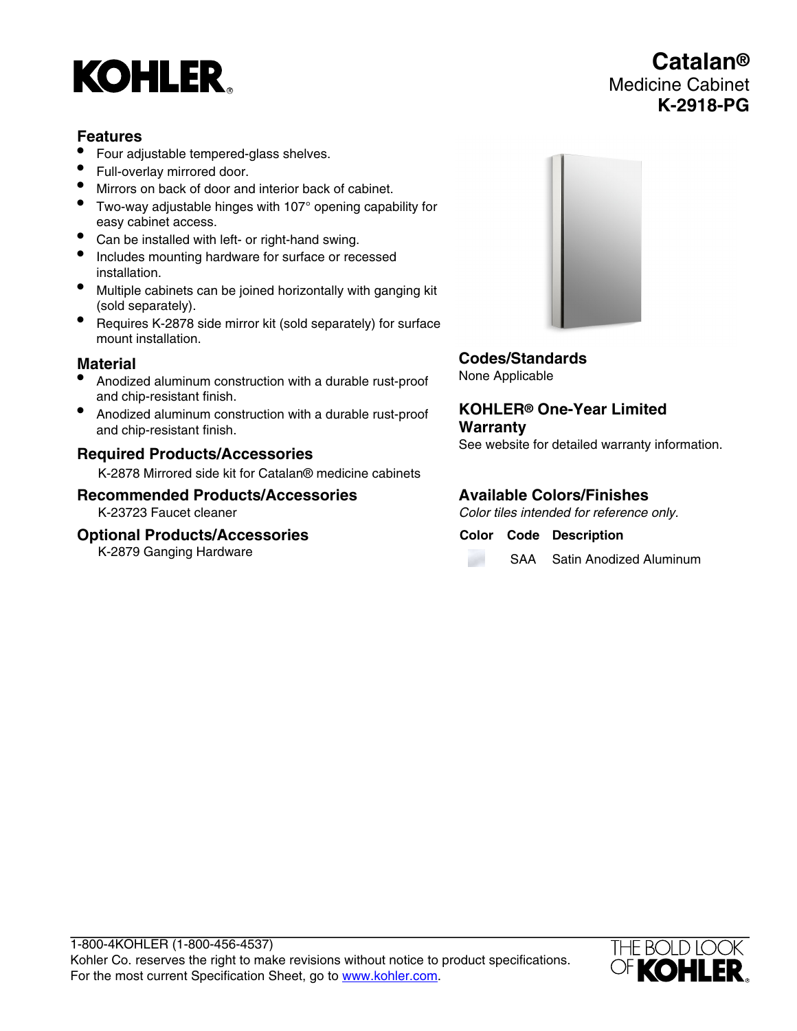# KOHLER

# Catalan®

Medicine Cabinet

**K-2918-PG**

## Features

- Four adjustable tempered-glass shelves.
- Full-overlay mirrored door.
- Mirrors on back of door and interior back of cabinet.
- Two-way adjustable hinges with 107° opening capability for easy cabinet access.
- Can be installed with left- or right-hand swing.
- Includes mounting hardware for surface or recessed installation.
- Multiple cabinets can be joined horizontally with ganging kit (sold separately).
- Requires K-2878 side mirror kit (sold separately) for surface mount installation.

## Material

- Anodized aluminum construction with a durable rust-proof and chip-resistant finish.
- Anodized aluminum construction with a durable rust-proof and chip-resistant finish.

## Required Products/Accessories

K-2878 Mirrored side kit for Catalan® medicine cabinets

## Recommended Products/Accessories

K-23723 Faucet cleaner

## Optional Products/Accessories

K-2879 Ganging Hardware

## Codes/Standards

None Applicable

## KOHLER® One-Year Limited Warranty

See website for detailed warranty information.

## Available Colors/Finishes

*Color tiles intended for reference only.*

| Color | Code | Description |
|---|---|---|
| | SAA | Satin Anodized Aluminum |

1-800-4KOHLER (1-800-456-4537)
Kohler Co. reserves the right to make revisions without notice to product specifications.
For the most current Specification Sheet, go to www.kohler.com.

THE BOLD LOOK OF KOHLER.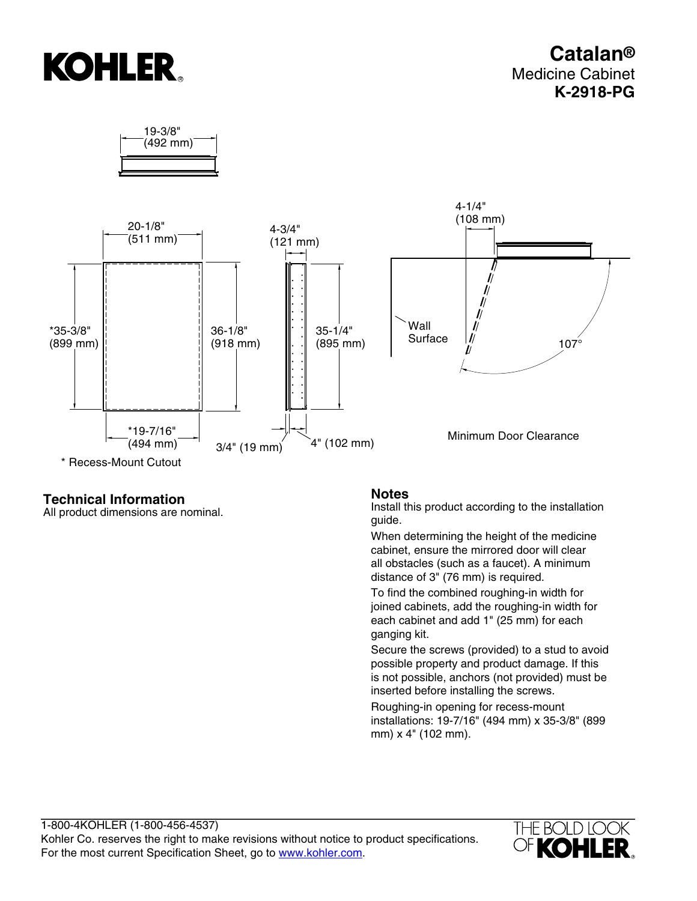# KOHLER

**Catalan®**
Medicine Cabinet
**K-2918-PG**

19-3/8"
(492 mm)

20-1/8"
(511 mm)

4-3/4"
(121 mm)

4-1/4"
(108 mm)

*35-3/8"
(899 mm)

36-1/8"
(918 mm)

35-1/4"
(895 mm)

Wall
Surface

107°

*19-7/16"
(494 mm)

3/4" (19 mm)

4" (102 mm)

Minimum Door Clearance

\* Recess-Mount Cutout

## Technical Information

All product dimensions are nominal.

## Notes

Install this product according to the installation guide.

When determining the height of the medicine cabinet, ensure the mirrored door will clear all obstacles (such as a faucet). A minimum distance of 3" (76 mm) is required.

To find the combined roughing-in width for joined cabinets, add the roughing-in width for each cabinet and add 1" (25 mm) for each ganging kit.

Secure the screws (provided) to a stud to avoid possible property and product damage. If this is not possible, anchors (not provided) must be inserted before installing the screws.

Roughing-in opening for recess-mount installations: 19-7/16" (494 mm) x 35-3/8" (899 mm) x 4" (102 mm).

1-800-4KOHLER (1-800-456-4537)
Kohler Co. reserves the right to make revisions without notice to product specifications.
For the most current Specification Sheet, go to www.kohler.com.

THE BOLD LOOK OF KOHLER.